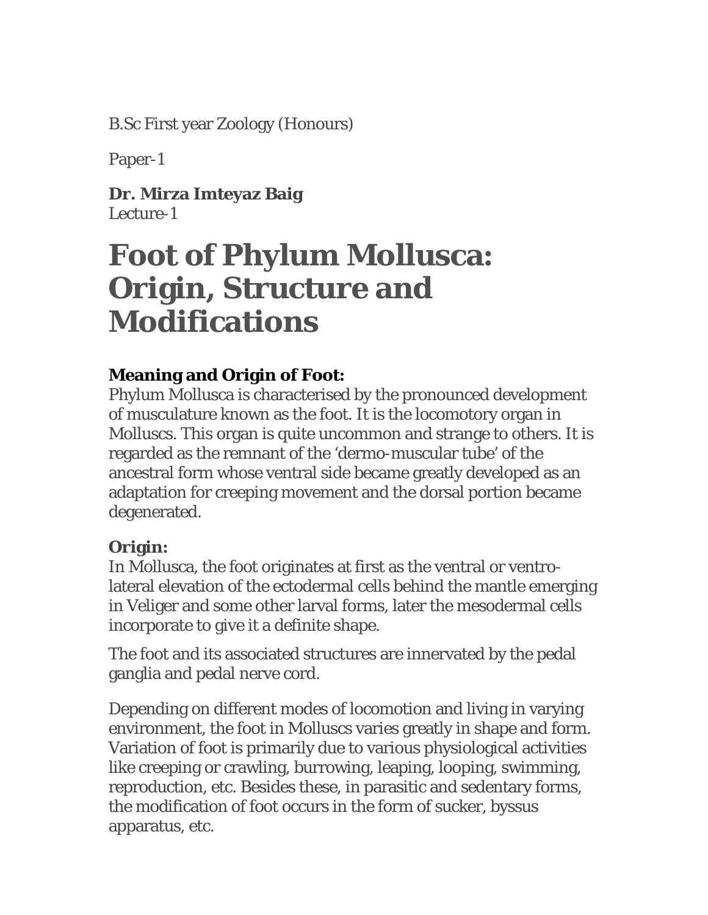B.Sc First year Zoology (Honours)

Paper-1

**Dr. Mirza Imteyaz Baig**
Lecture-1

# Foot of Phylum Mollusca: Origin, Structure and Modifications

### Meaning and Origin of Foot:

Phylum Mollusca is characterised by the pronounced development of musculature known as the foot. It is the locomotory organ in Molluscs. This organ is quite uncommon and strange to others. It is regarded as the remnant of the 'dermo-muscular tube' of the ancestral form whose ventral side became greatly developed as an adaptation for creeping movement and the dorsal portion became degenerated.

### Origin:

In Mollusca, the foot originates at first as the ventral or ventro-lateral elevation of the ectodermal cells behind the mantle emerging in Veliger and some other larval forms, later the mesodermal cells incorporate to give it a definite shape.

The foot and its associated structures are innervated by the pedal ganglia and pedal nerve cord.

Depending on different modes of locomotion and living in varying environment, the foot in Molluscs varies greatly in shape and form. Variation of foot is primarily due to various physiological activities like creeping or crawling, burrowing, leaping, looping, swimming, reproduction, etc. Besides these, in parasitic and sedentary forms, the modification of foot occurs in the form of sucker, byssus apparatus, etc.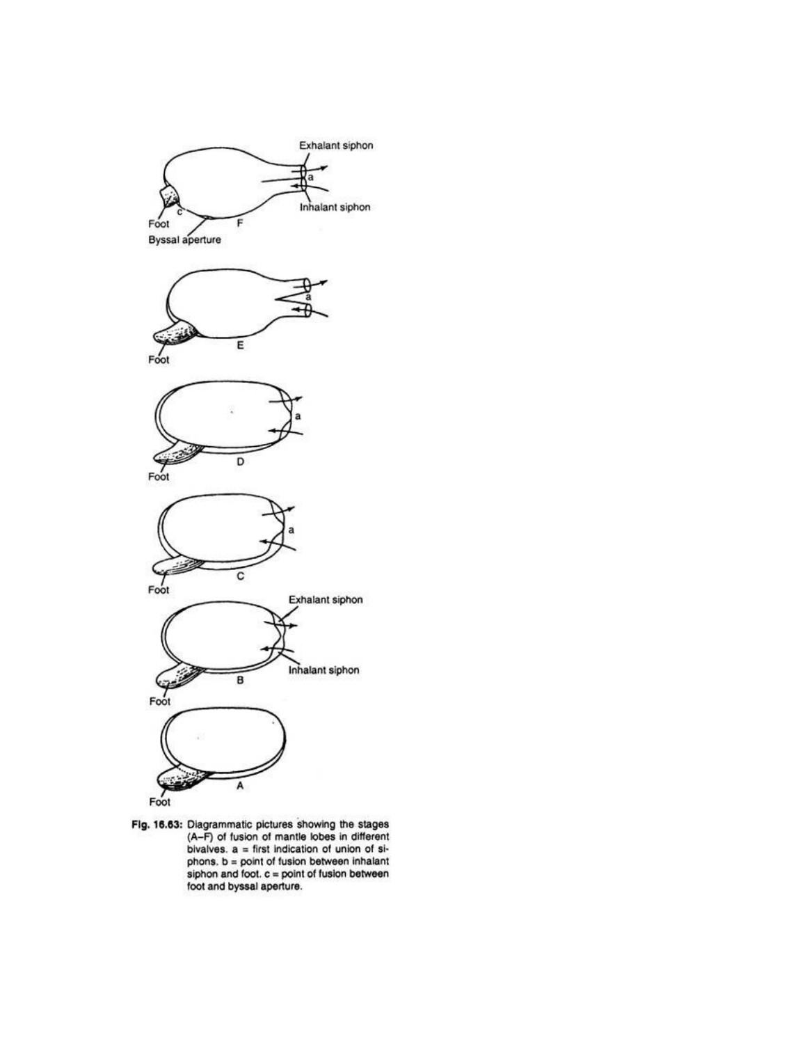Exhalant siphon

a

Inhalant siphon

c

Foot

F

Byssal aperture

a

Foot

E

a

Foot

D

a

Foot

C

Exhalant siphon

Inhalant siphon

Foot

B

Foot

A

**Fig. 16.63:** Diagrammatic pictures showing the stages (A–F) of fusion of mantle lobes in different bivalves. a = first indication of union of siphons. b = point of fusion between inhalant siphon and foot. c = point of fusion between foot and byssal aperture.